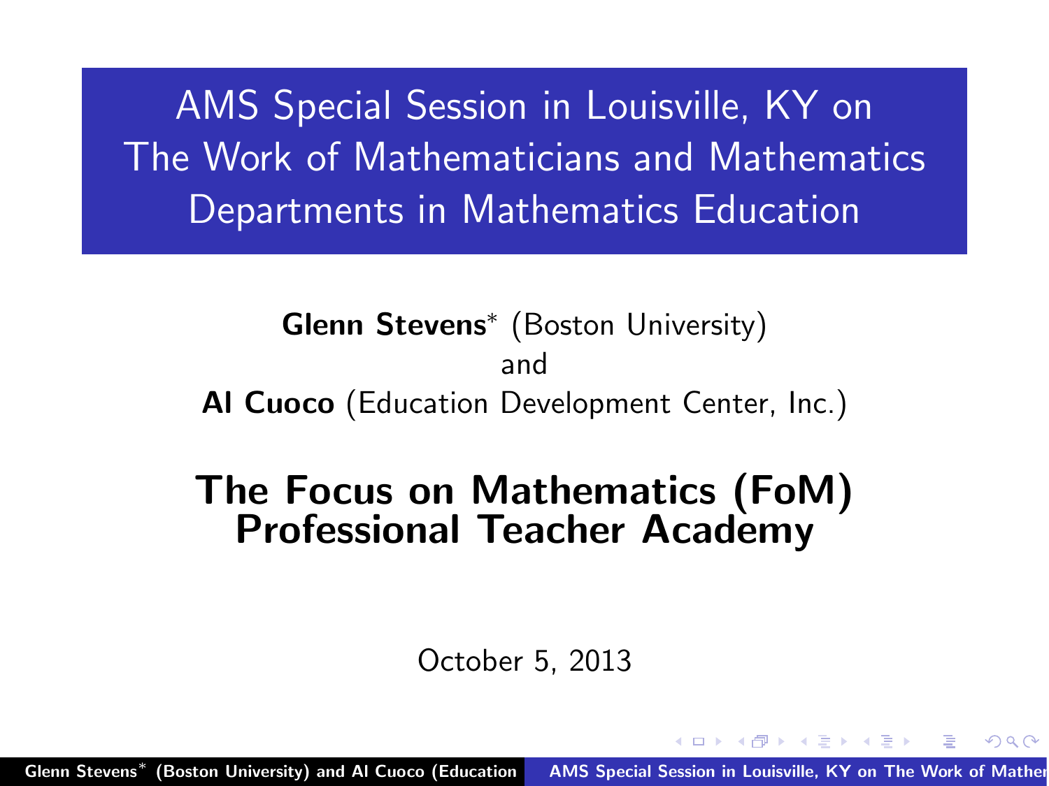# AMS Special Session in Louisville, KY on The Work of Mathematicians and Mathematics Departments in Mathematics Education

**Glenn Stevens**\* (Boston University)
and
**Al Cuoco** (Education Development Center, Inc.)

## The Focus on Mathematics (FoM) Professional Teacher Academy

October 5, 2013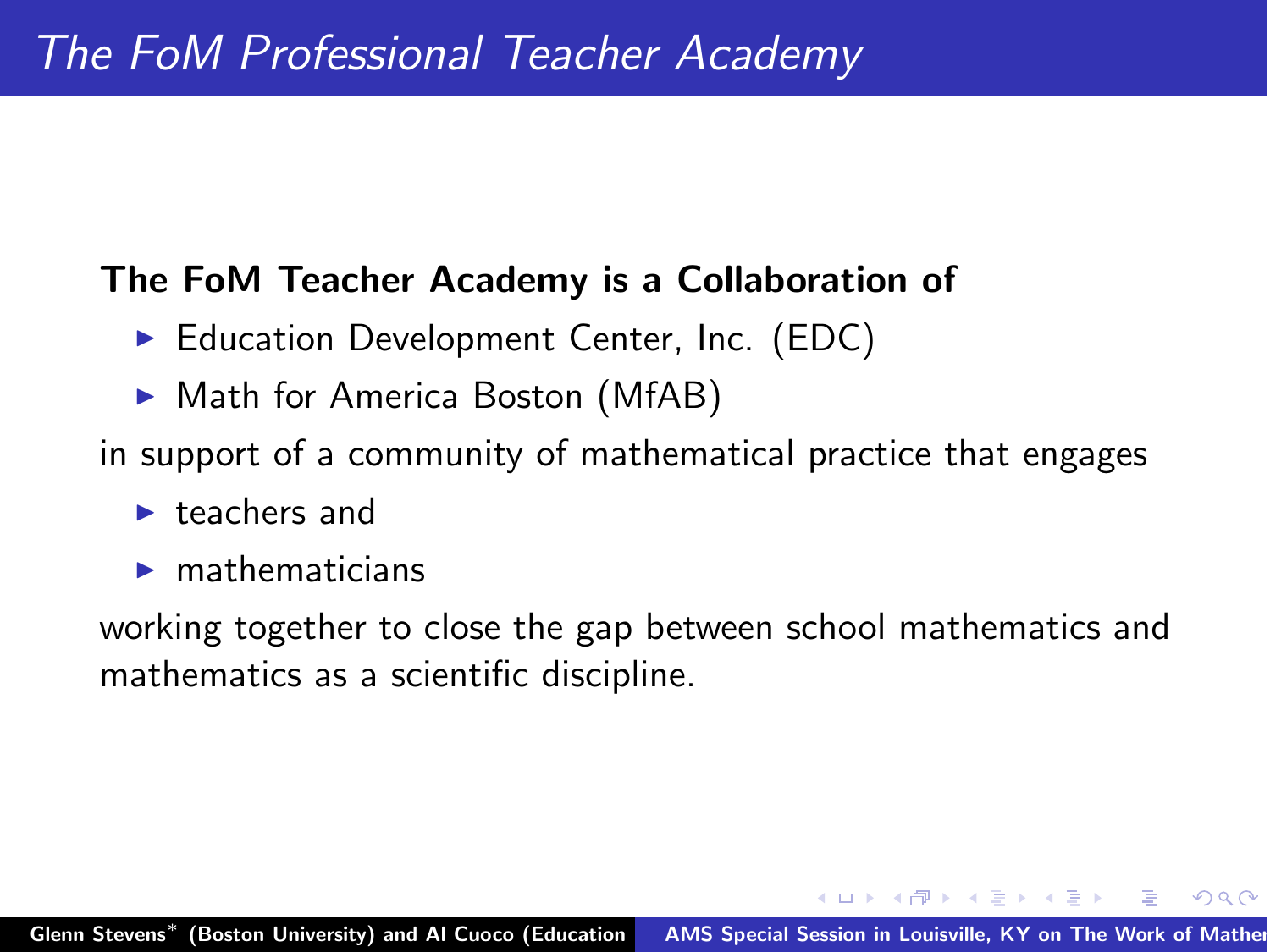# *The FoM Professional Teacher Academy*

**The FoM Teacher Academy is a Collaboration of**

- Education Development Center, Inc. (EDC)
- Math for America Boston (MfAB)

in support of a community of mathematical practice that engages

- teachers and
- mathematicians

working together to close the gap between school mathematics and mathematics as a scientific discipline.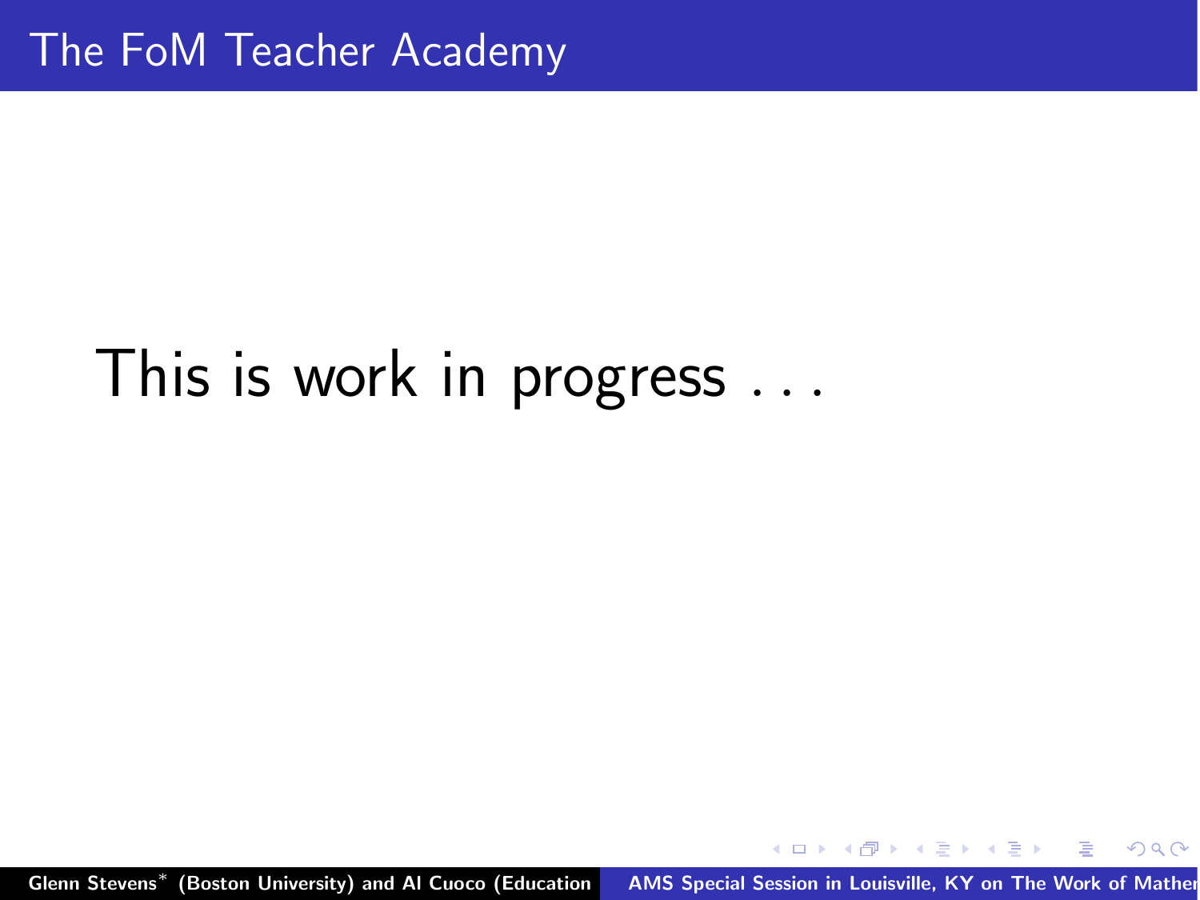# The FoM Teacher Academy

This is work in progress . . .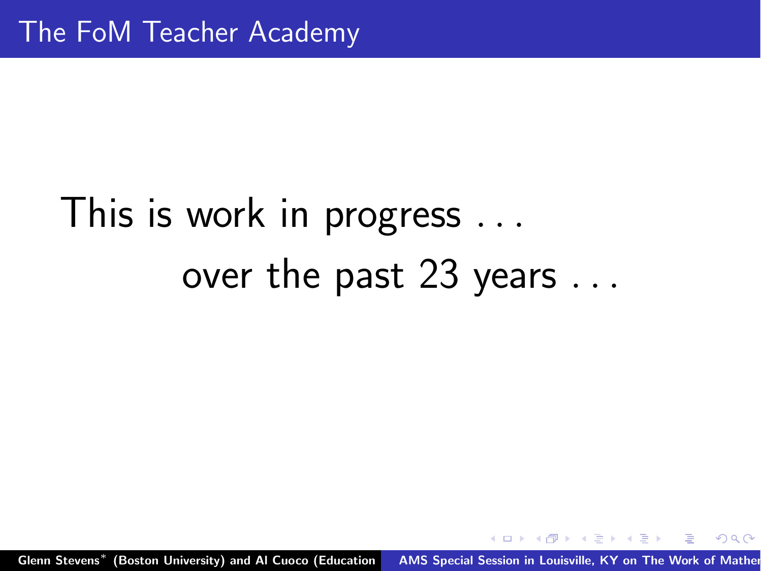## The FoM Teacher Academy

This is work in progress . . .

over the past 23 years . . .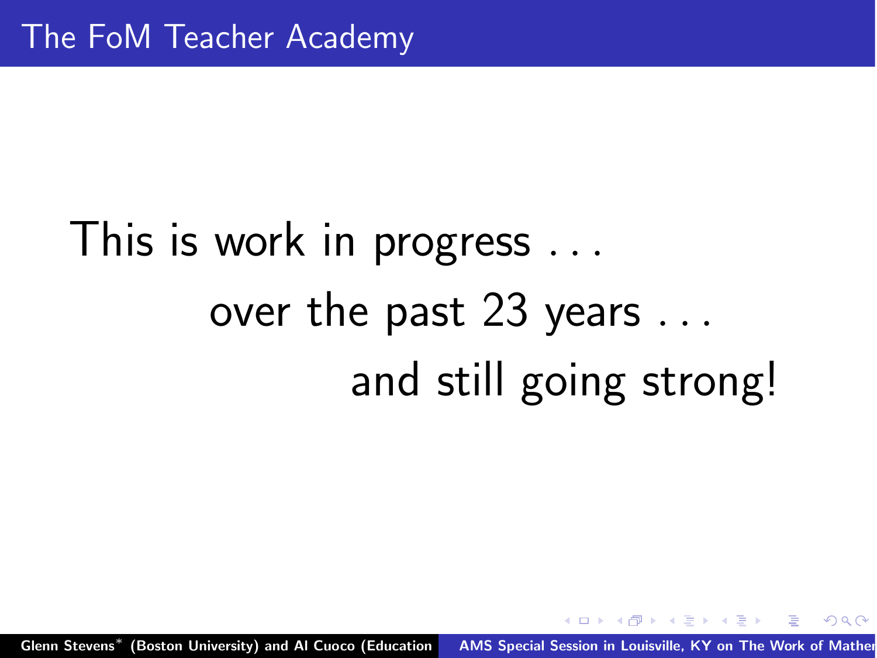## The FoM Teacher Academy

This is work in progress . . .

over the past 23 years . . .

and still going strong!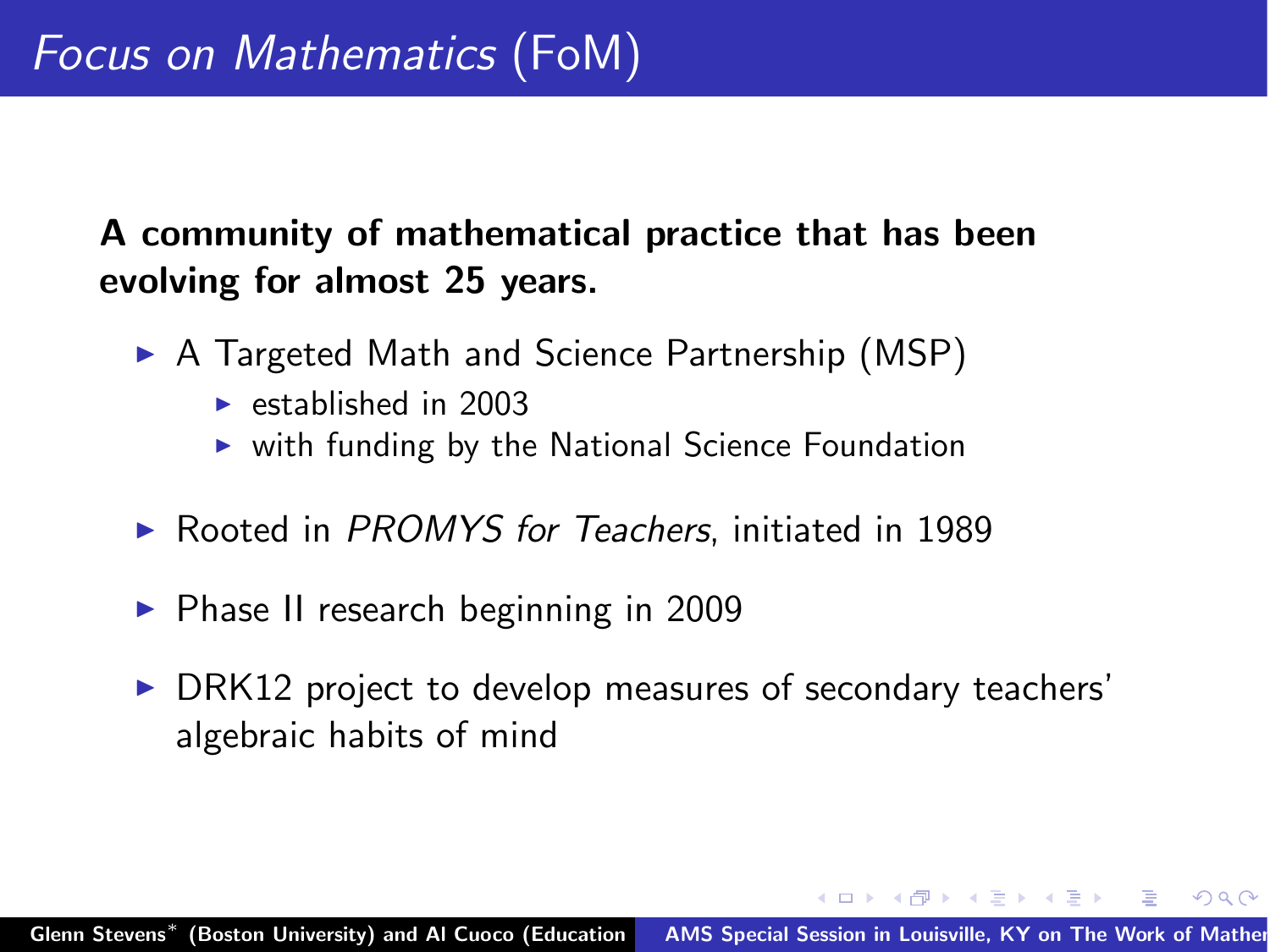# *Focus on Mathematics* (FoM)

**A community of mathematical practice that has been evolving for almost 25 years.**

- A Targeted Math and Science Partnership (MSP)
  - established in 2003
  - with funding by the National Science Foundation
- Rooted in *PROMYS for Teachers*, initiated in 1989
- Phase II research beginning in 2009
- DRK12 project to develop measures of secondary teachers' algebraic habits of mind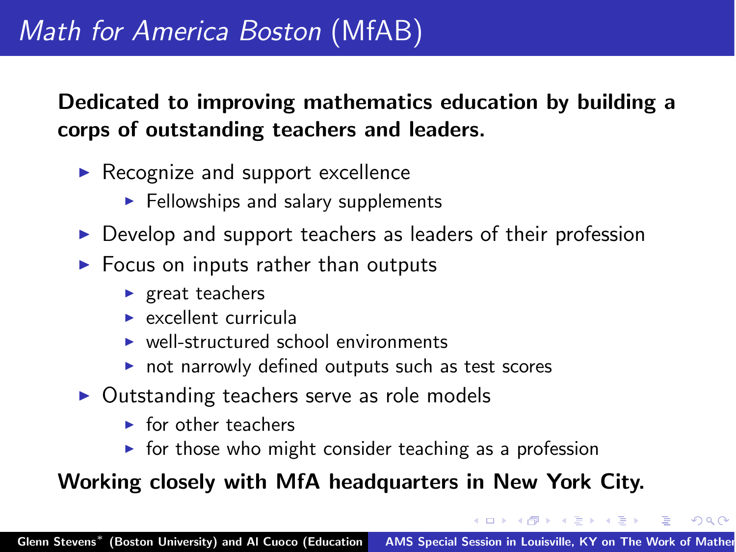# *Math for America Boston* (MfAB)

**Dedicated to improving mathematics education by building a corps of outstanding teachers and leaders.**

- Recognize and support excellence
  - Fellowships and salary supplements
- Develop and support teachers as leaders of their profession
- Focus on inputs rather than outputs
  - great teachers
  - excellent curricula
  - well-structured school environments
  - not narrowly defined outputs such as test scores
- Outstanding teachers serve as role models
  - for other teachers
  - for those who might consider teaching as a profession

**Working closely with MfA headquarters in New York City.**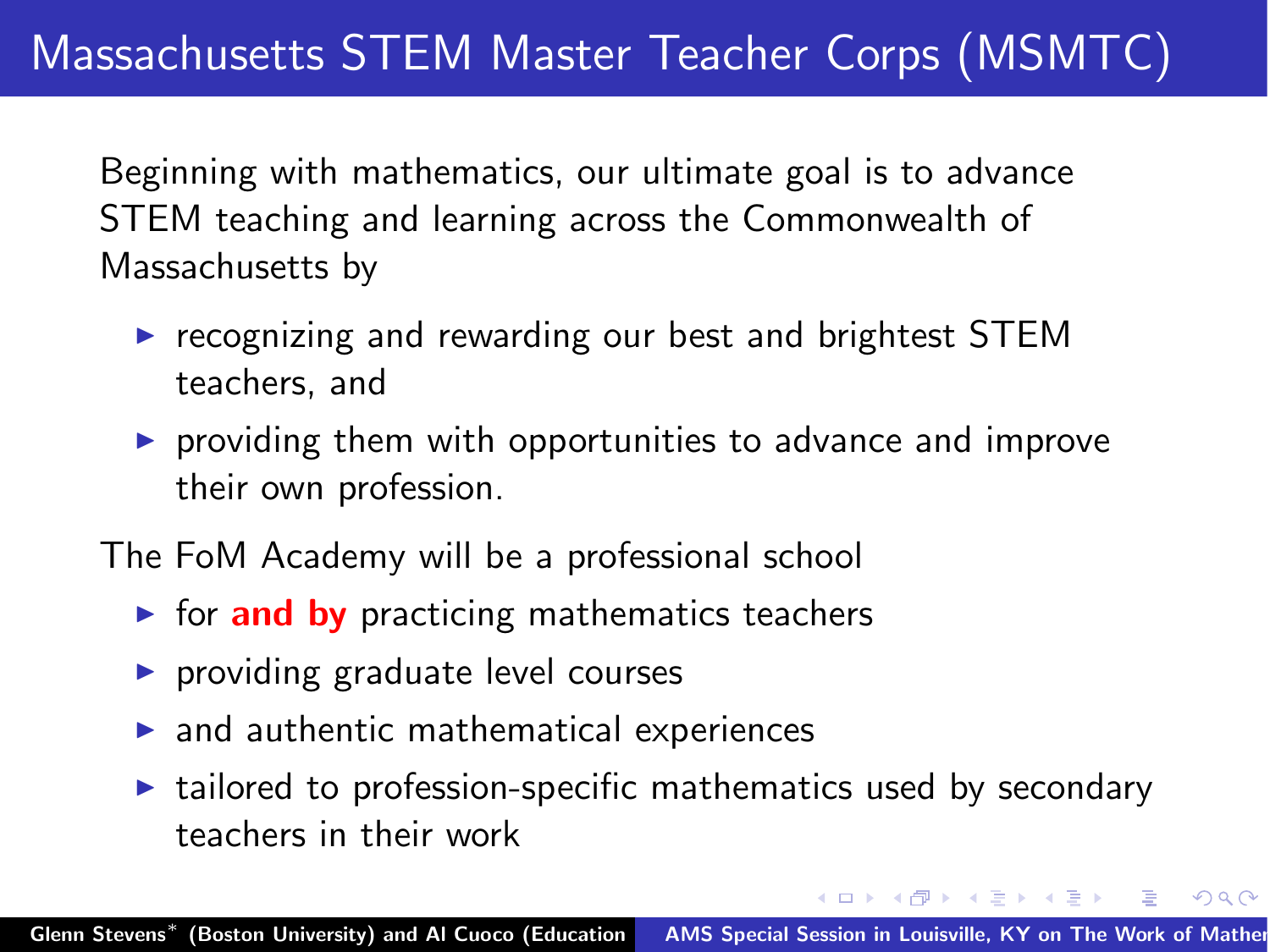# Massachusetts STEM Master Teacher Corps (MSMTC)

Beginning with mathematics, our ultimate goal is to advance STEM teaching and learning across the Commonwealth of Massachusetts by

- recognizing and rewarding our best and brightest STEM teachers, and
- providing them with opportunities to advance and improve their own profession.

The FoM Academy will be a professional school

- for **and by** practicing mathematics teachers
- providing graduate level courses
- and authentic mathematical experiences
- tailored to profession-specific mathematics used by secondary teachers in their work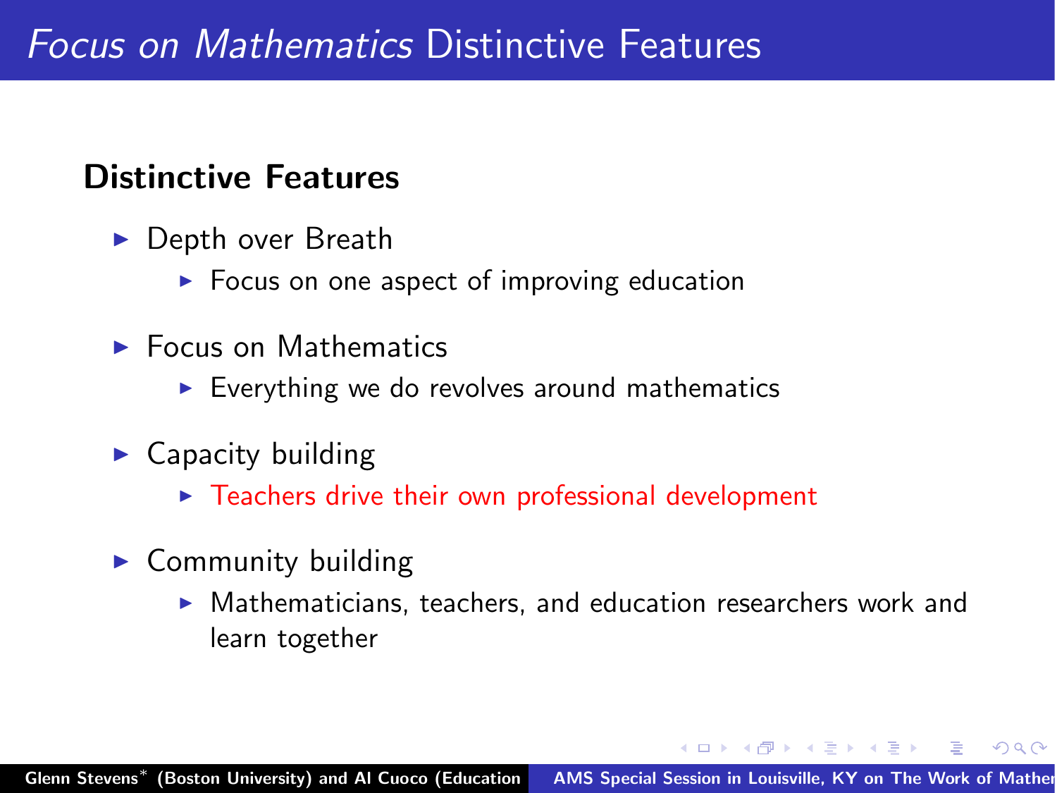# *Focus on Mathematics* Distinctive Features

## Distinctive Features

- Depth over Breath
  - Focus on one aspect of improving education
- Focus on Mathematics
  - Everything we do revolves around mathematics
- Capacity building
  - Teachers drive their own professional development
- Community building
  - Mathematicians, teachers, and education researchers work and learn together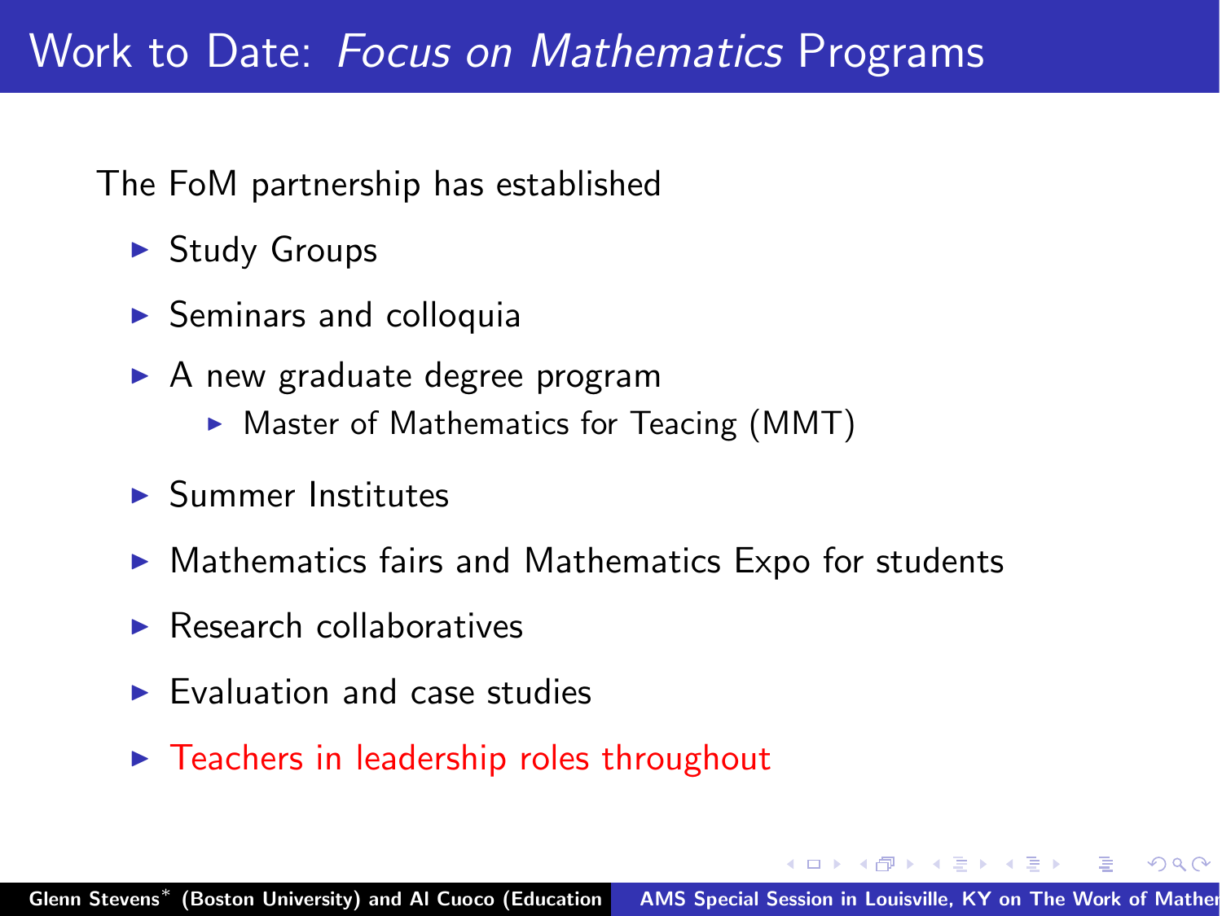# Work to Date: *Focus on Mathematics* Programs

The FoM partnership has established

- Study Groups
- Seminars and colloquia
- A new graduate degree program
  - Master of Mathematics for Teacing (MMT)
- Summer Institutes
- Mathematics fairs and Mathematics Expo for students
- Research collaboratives
- Evaluation and case studies
- Teachers in leadership roles throughout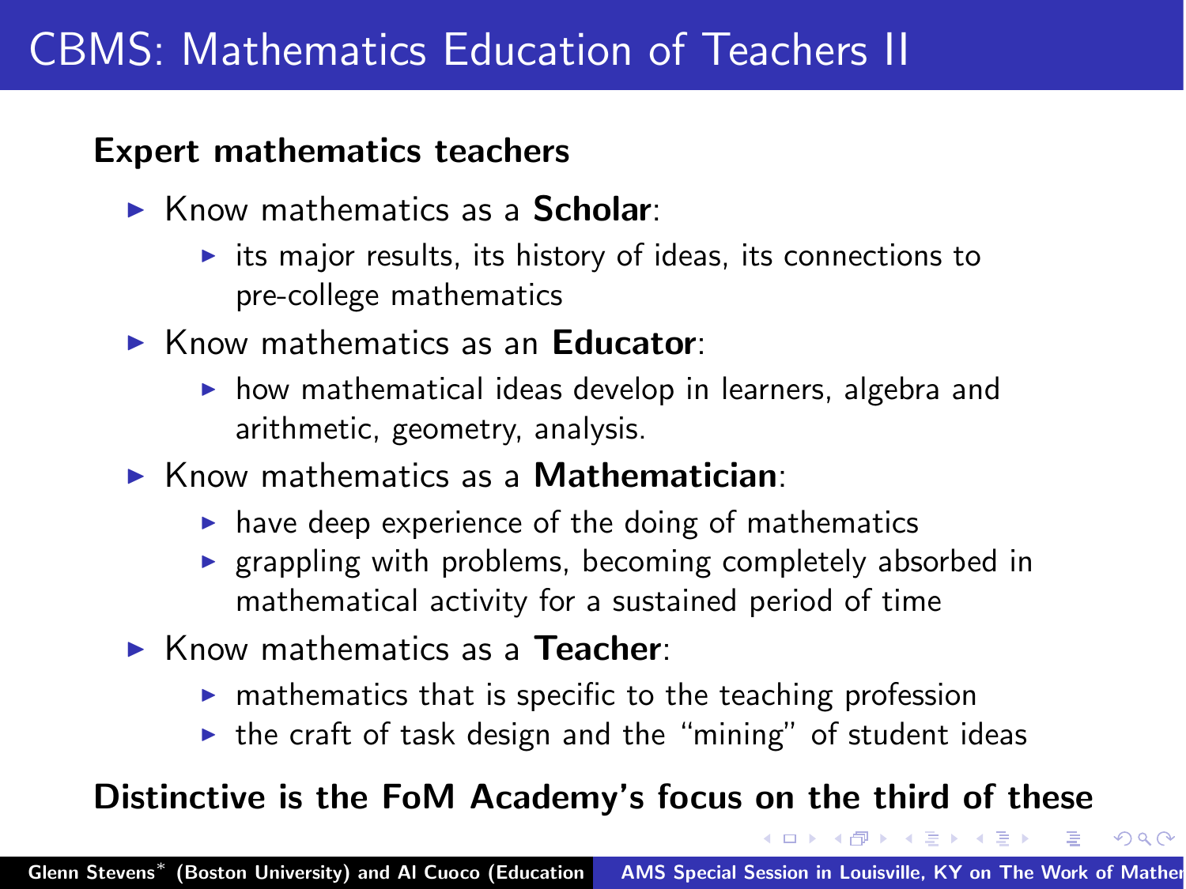# CBMS: Mathematics Education of Teachers II

**Expert mathematics teachers**

- Know mathematics as a **Scholar**:
  - its major results, its history of ideas, its connections to pre-college mathematics
- Know mathematics as an **Educator**:
  - how mathematical ideas develop in learners, algebra and arithmetic, geometry, analysis.
- Know mathematics as a **Mathematician**:
  - have deep experience of the doing of mathematics
  - grappling with problems, becoming completely absorbed in mathematical activity for a sustained period of time
- Know mathematics as a **Teacher**:
  - mathematics that is specific to the teaching profession
  - the craft of task design and the "mining" of student ideas

**Distinctive is the FoM Academy's focus on the third of these**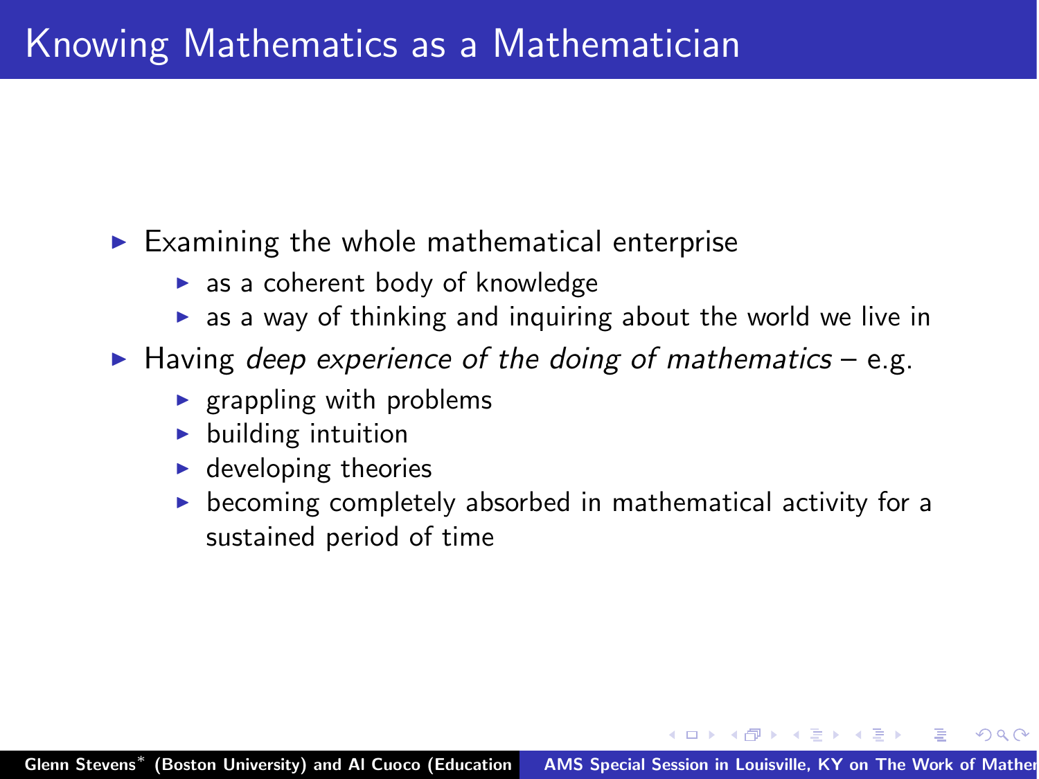# Knowing Mathematics as a Mathematician

- Examining the whole mathematical enterprise
  - as a coherent body of knowledge
  - as a way of thinking and inquiring about the world we live in
- Having *deep experience of the doing of mathematics* – e.g.
  - grappling with problems
  - building intuition
  - developing theories
  - becoming completely absorbed in mathematical activity for a sustained period of time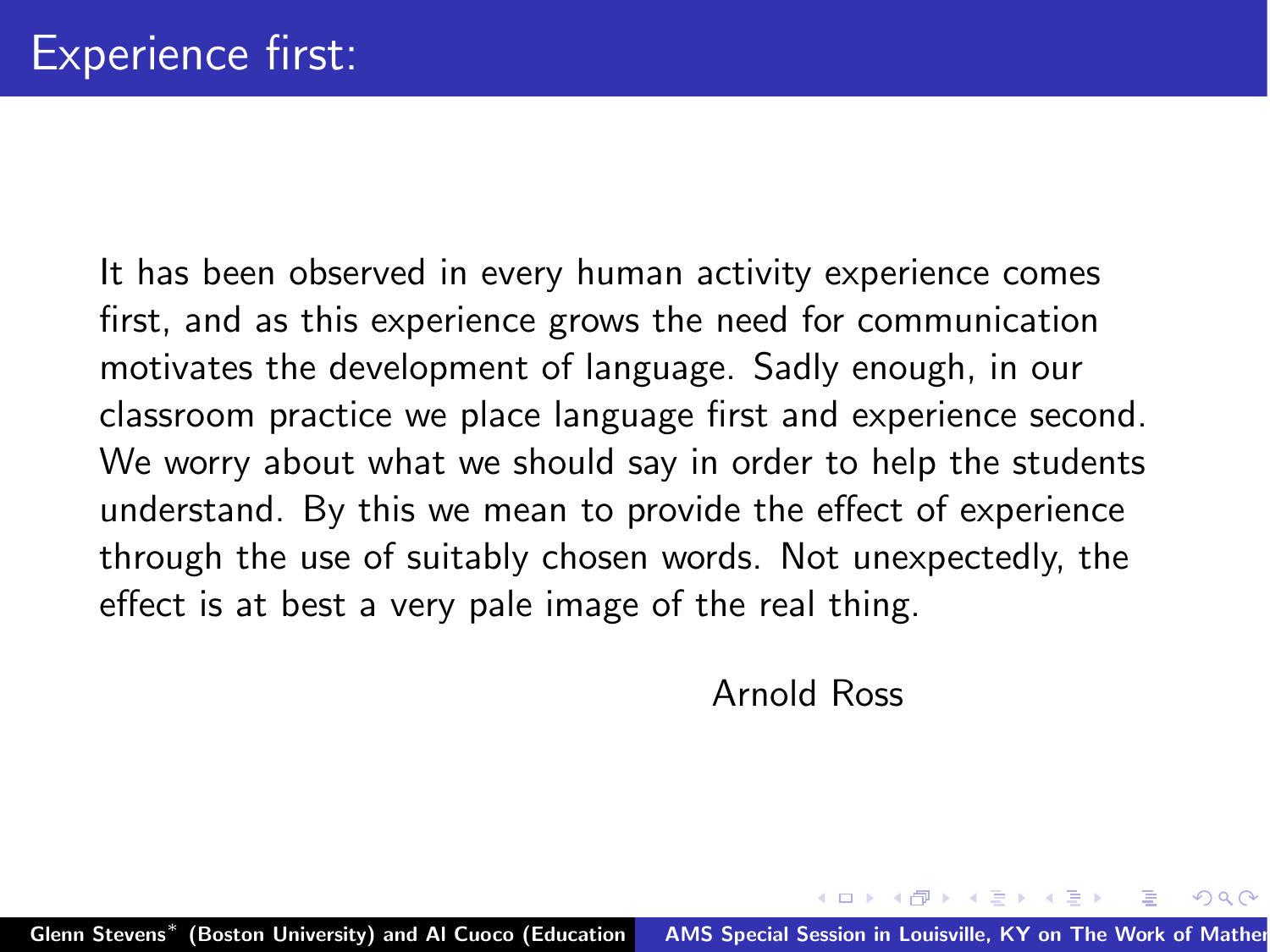# Experience first:

It has been observed in every human activity experience comes first, and as this experience grows the need for communication motivates the development of language. Sadly enough, in our classroom practice we place language first and experience second. We worry about what we should say in order to help the students understand. By this we mean to provide the effect of experience through the use of suitably chosen words. Not unexpectedly, the effect is at best a very pale image of the real thing.

Arnold Ross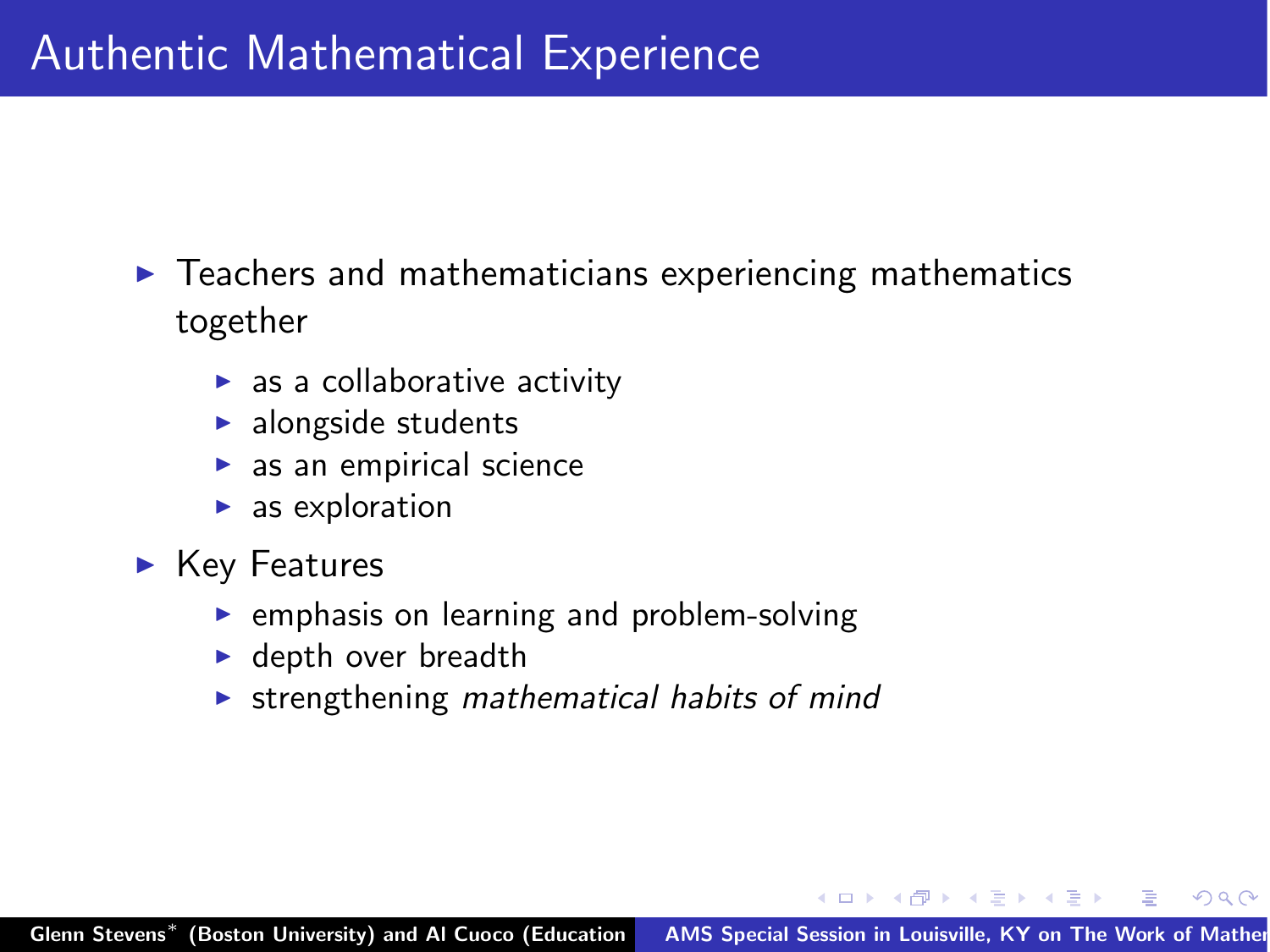# Authentic Mathematical Experience

- Teachers and mathematicians experiencing mathematics together
  - as a collaborative activity
  - alongside students
  - as an empirical science
  - as exploration
- Key Features
  - emphasis on learning and problem-solving
  - depth over breadth
  - strengthening *mathematical habits of mind*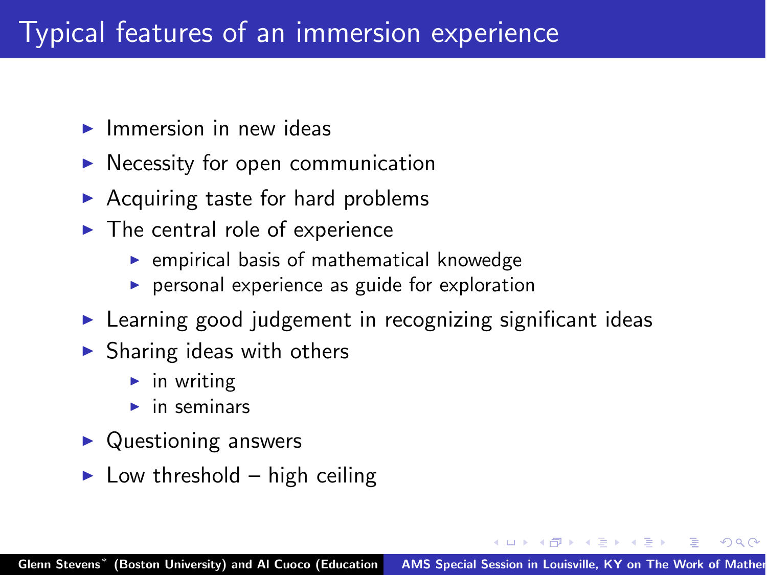# Typical features of an immersion experience

- Immersion in new ideas
- Necessity for open communication
- Acquiring taste for hard problems
- The central role of experience
  - empirical basis of mathematical knowedge
  - personal experience as guide for exploration
- Learning good judgement in recognizing significant ideas
- Sharing ideas with others
  - in writing
  - in seminars
- Questioning answers
- Low threshold – high ceiling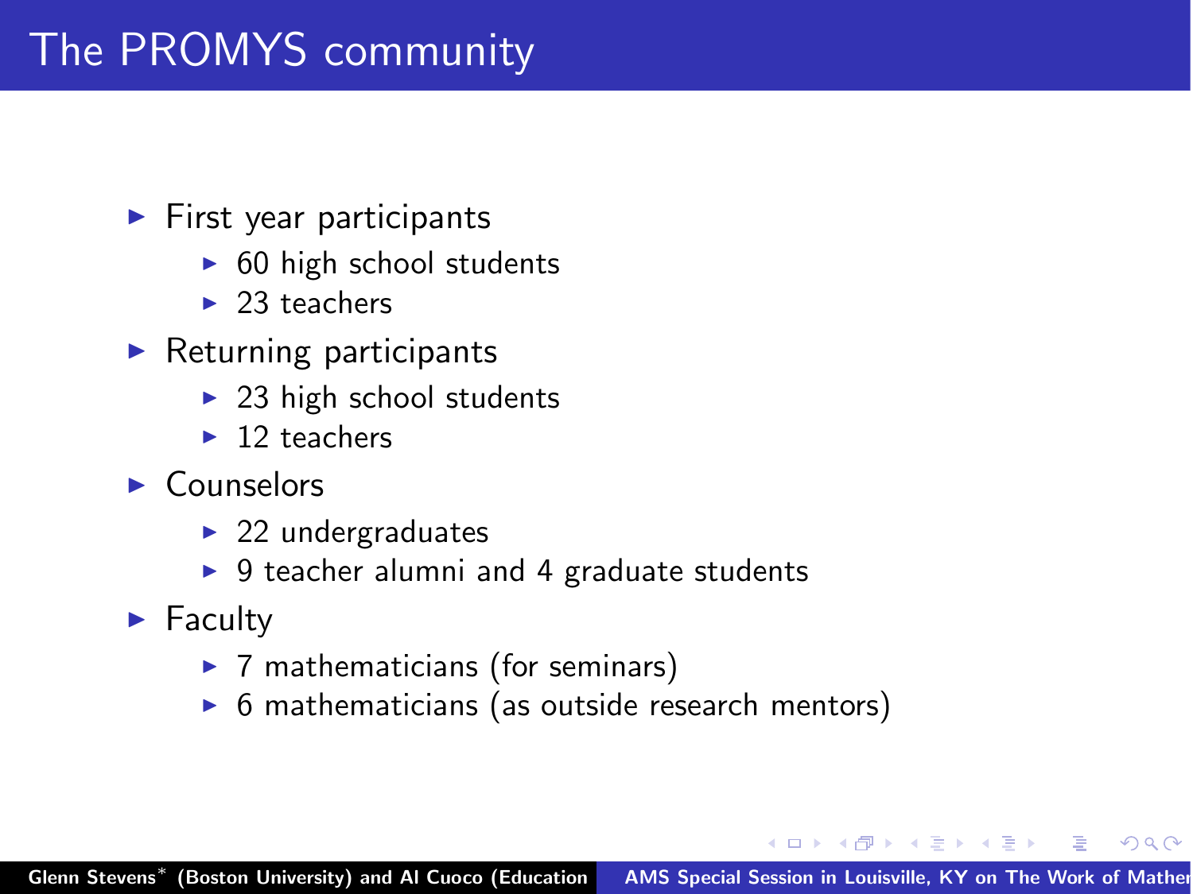# The PROMYS community

- First year participants
  - 60 high school students
  - 23 teachers
- Returning participants
  - 23 high school students
  - 12 teachers
- Counselors
  - 22 undergraduates
  - 9 teacher alumni and 4 graduate students
- Faculty
  - 7 mathematicians (for seminars)
  - 6 mathematicians (as outside research mentors)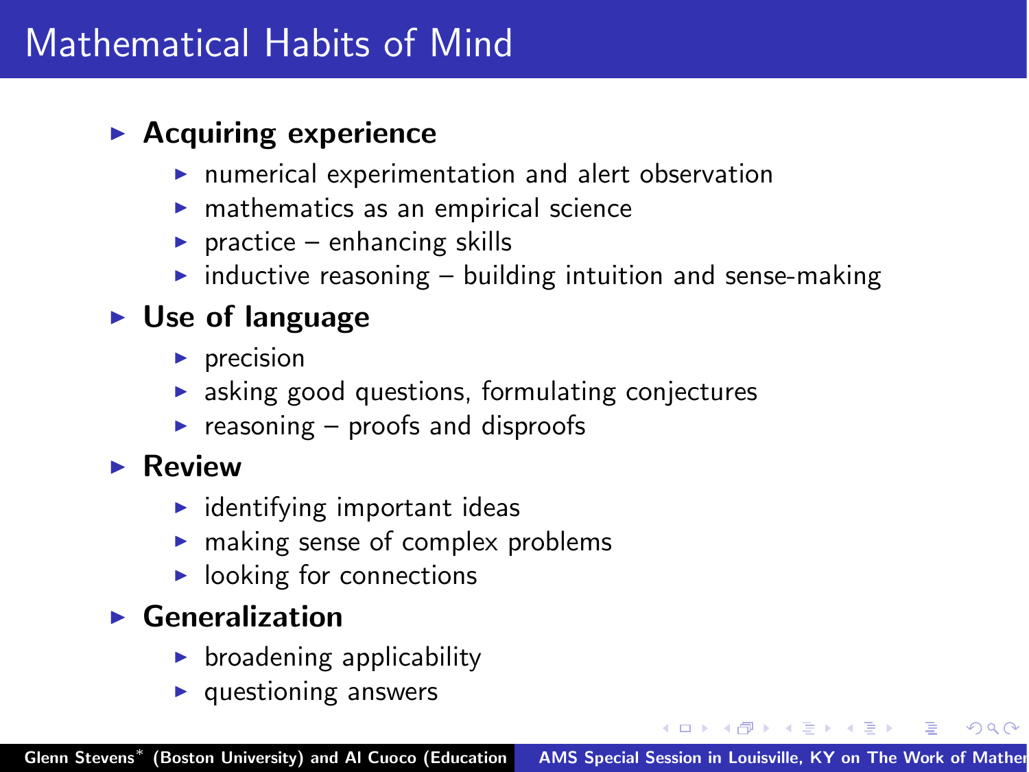# Mathematical Habits of Mind

- **Acquiring experience**
  - numerical experimentation and alert observation
  - mathematics as an empirical science
  - practice – enhancing skills
  - inductive reasoning – building intuition and sense-making
- **Use of language**
  - precision
  - asking good questions, formulating conjectures
  - reasoning – proofs and disproofs
- **Review**
  - identifying important ideas
  - making sense of complex problems
  - looking for connections
- **Generalization**
  - broadening applicability
  - questioning answers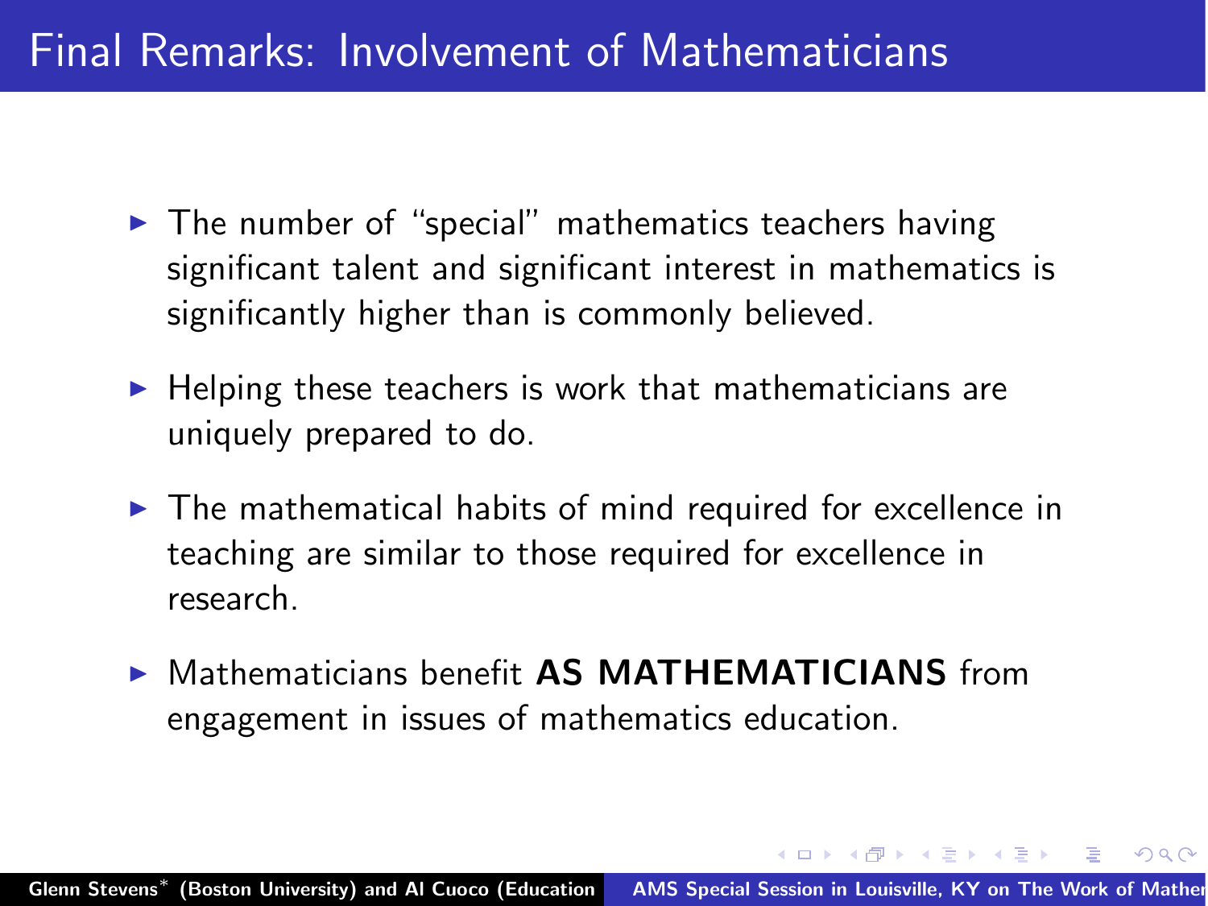# Final Remarks: Involvement of Mathematicians

- The number of "special" mathematics teachers having significant talent and significant interest in mathematics is significantly higher than is commonly believed.
- Helping these teachers is work that mathematicians are uniquely prepared to do.
- The mathematical habits of mind required for excellence in teaching are similar to those required for excellence in research.
- Mathematicians benefit **AS MATHEMATICIANS** from engagement in issues of mathematics education.